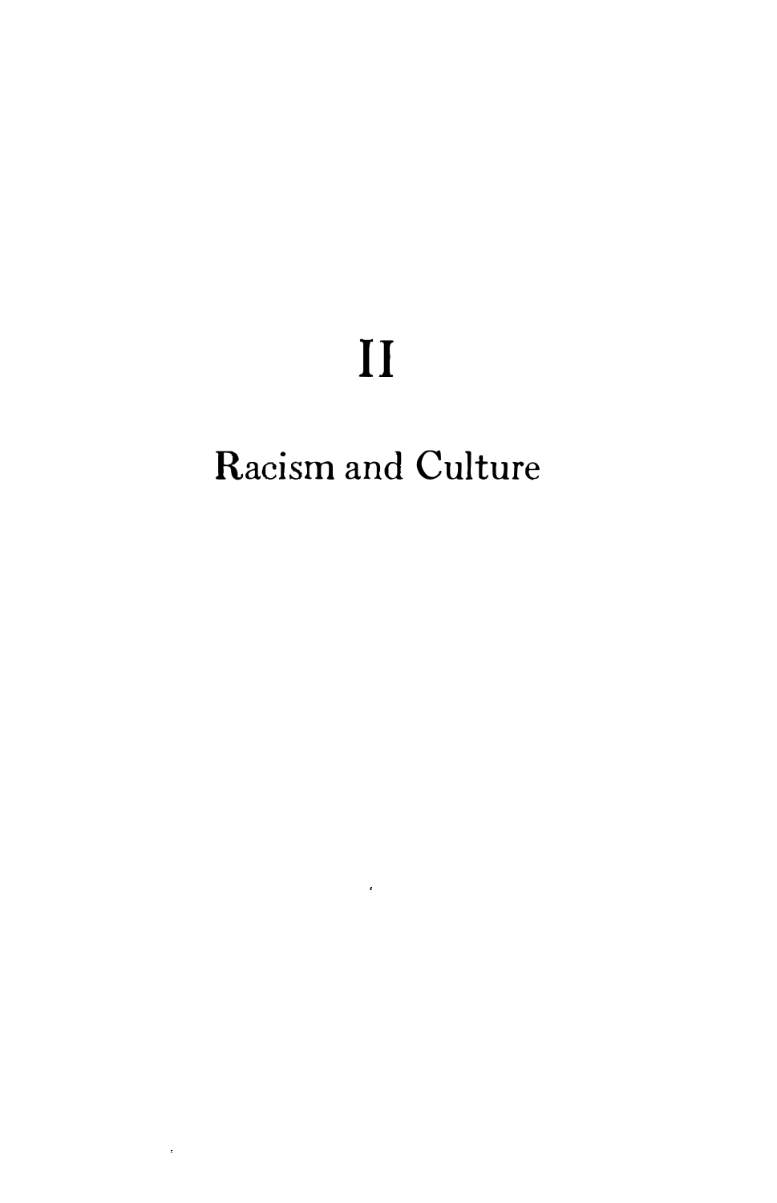# II

# Racism and Culture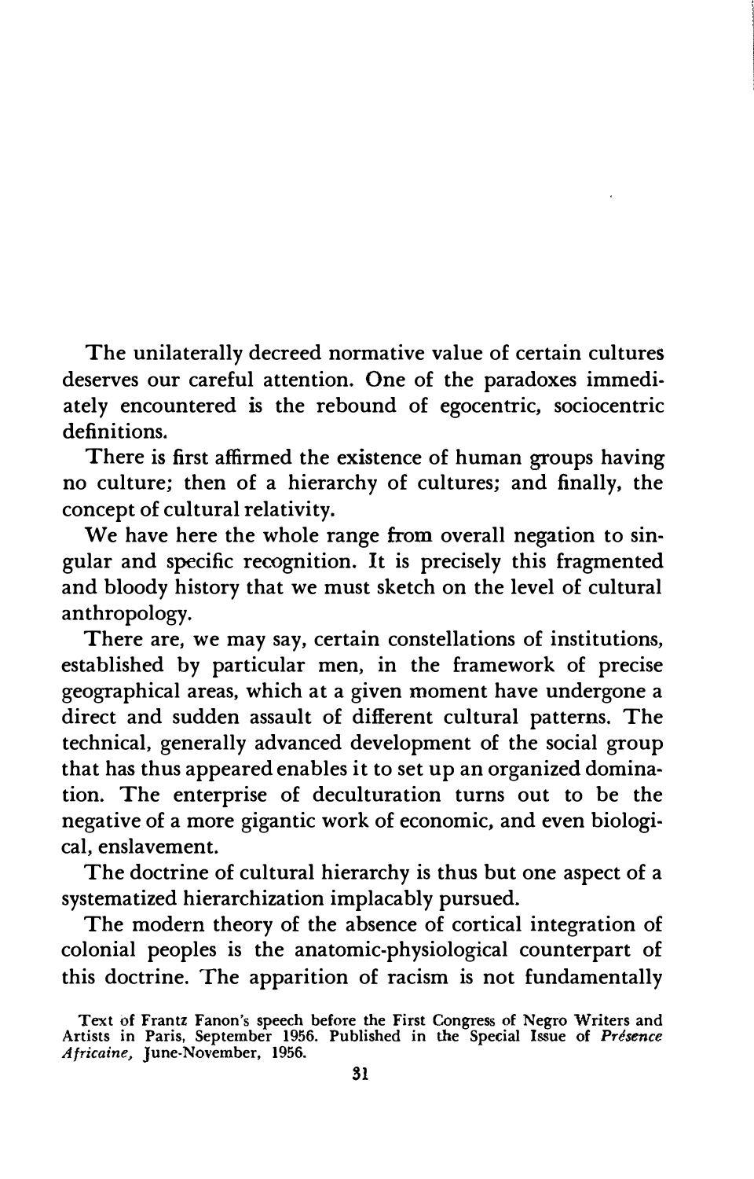The unilaterally decreed normative value of certain cultures deserves our careful attention. One of the paradoxes immediately encountered is the rebound of egocentric, sociocentric definitions.

There is first affirmed the existence of human groups having no culture; then of a hierarchy of cultures; and finally, the concept of cultural relativity.

We have here the whole range from overall negation to singular and specific recognition. It is precisely this fragmented and bloody history that we must sketch on the level of cultural anthropology.

There are, we may say, certain constellations of institutions, established by particular men, in the framework of precise geographical areas, which at a given moment have undergone a direct and sudden assault of different cultural patterns. The technical, generally advanced development of the social group that has thus appeared enables it to set up an organized domination. The enterprise of deculturation turns out to be the negative of a more gigantic work of economic, and even biological, enslavement.

The doctrine of cultural hierarchy is thus but one aspect of a systematized hierarchization implacably pursued.

The modern theory of the absence of cortical integration of colonial peoples is the anatomic-physiological counterpart of this doctrine. The apparition of racism is not fundamentally

Text of Frantz Fanon's speech before the First Congress of Negro Writers and Artists in Paris, September 1956. Published in the Special Issue of *Présence Africaine*, June-November, 1956.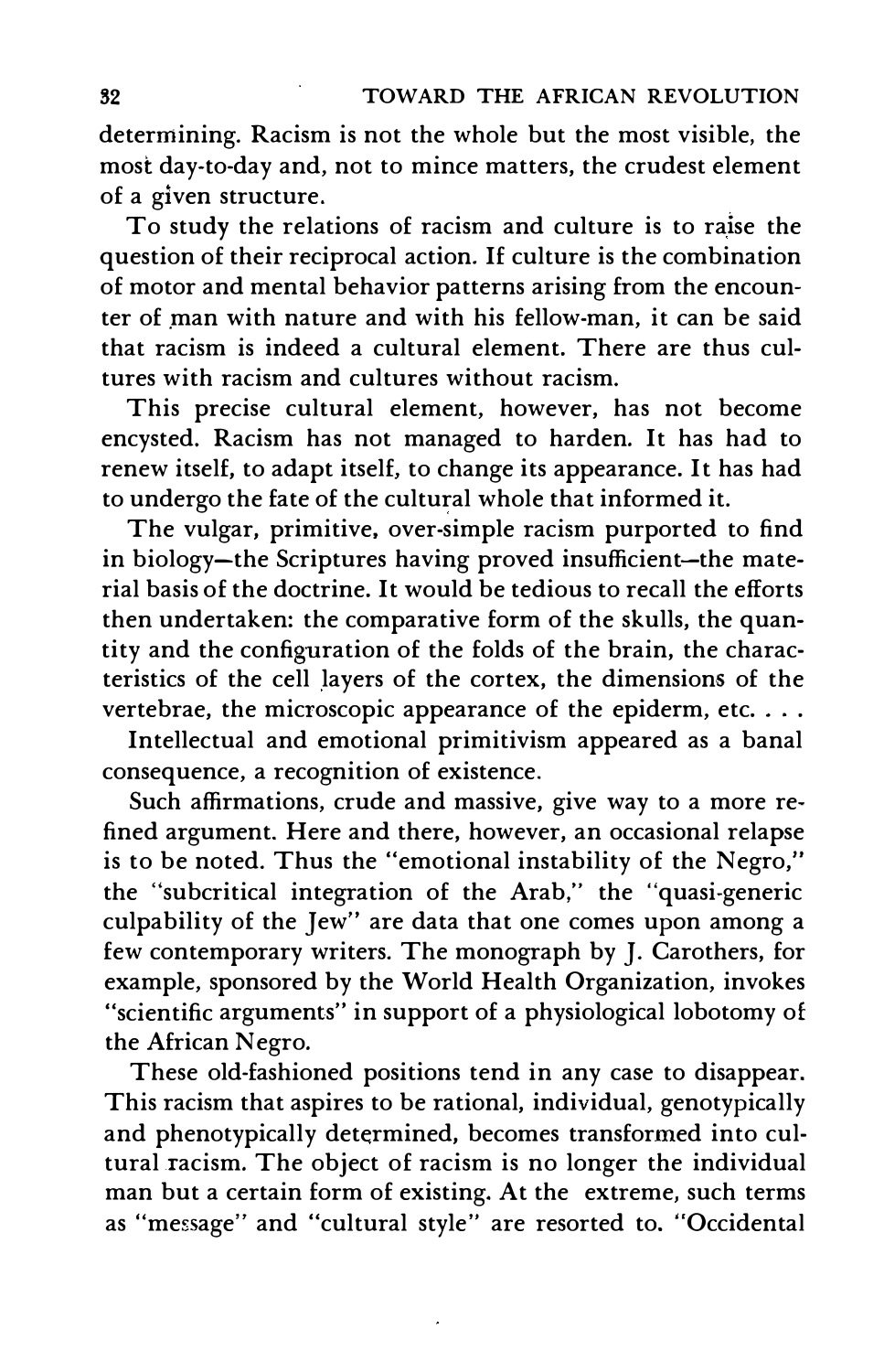determining. Racism is not the whole but the most visible, the most day-to-day and, not to mince matters, the crudest element of a given structure.

To study the relations of racism and culture is to raise the question of their reciprocal action. If culture is the combination of motor and mental behavior patterns arising from the encounter of man with nature and with his fellow-man, it can be said that racism is indeed a cultural element. There are thus cultures with racism and cultures without racism.

This precise cultural element, however, has not become encysted. Racism has not managed to harden. It has had to renew itself, to adapt itself, to change its appearance. It has had to undergo the fate of the cultural whole that informed it.

The vulgar, primitive, over-simple racism purported to find in biology—the Scriptures having proved insufficient—the material basis of the doctrine. It would be tedious to recall the efforts then undertaken: the comparative form of the skulls, the quantity and the configuration of the folds of the brain, the characteristics of the cell layers of the cortex, the dimensions of the vertebrae, the microscopic appearance of the epiderm, etc. . . .

Intellectual and emotional primitivism appeared as a banal consequence, a recognition of existence.

Such affirmations, crude and massive, give way to a more refined argument. Here and there, however, an occasional relapse is to be noted. Thus the "emotional instability of the Negro," the "subcritical integration of the Arab," the "quasi-generic culpability of the Jew" are data that one comes upon among a few contemporary writers. The monograph by J. Carothers, for example, sponsored by the World Health Organization, invokes "scientific arguments" in support of a physiological lobotomy of the African Negro.

These old-fashioned positions tend in any case to disappear. This racism that aspires to be rational, individual, genotypically and phenotypically determined, becomes transformed into cultural racism. The object of racism is no longer the individual man but a certain form of existing. At the extreme, such terms as "message" and "cultural style" are resorted to. "Occidental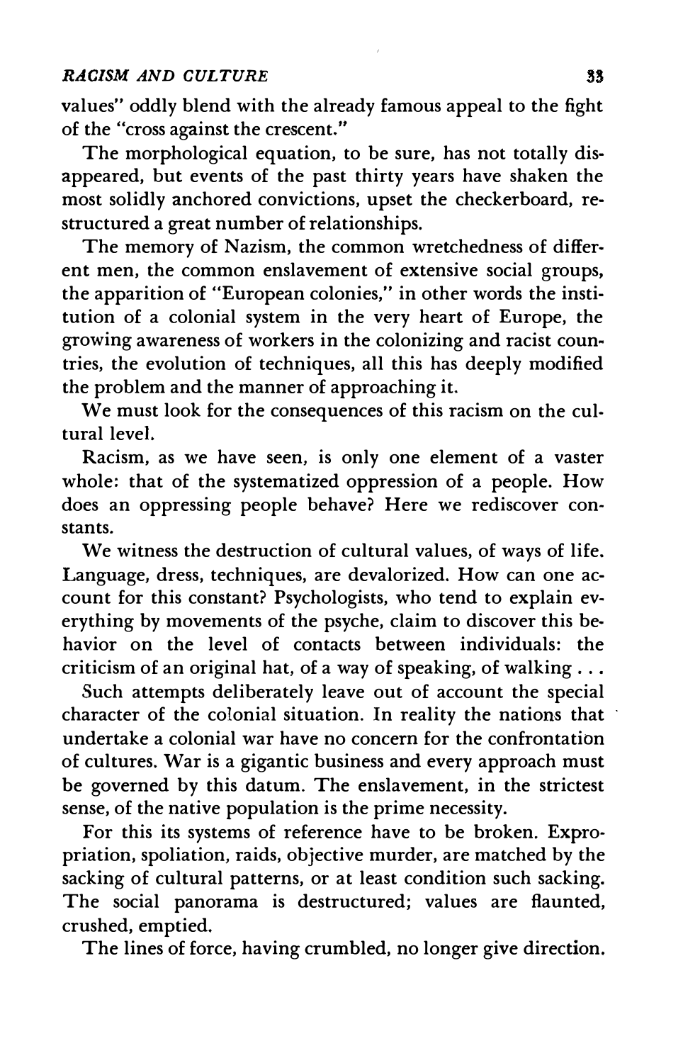values" oddly blend with the already famous appeal to the fight of the "cross against the crescent."

The morphological equation, to be sure, has not totally disappeared, but events of the past thirty years have shaken the most solidly anchored convictions, upset the checkerboard, restructured a great number of relationships.

The memory of Nazism, the common wretchedness of different men, the common enslavement of extensive social groups, the apparition of "European colonies," in other words the institution of a colonial system in the very heart of Europe, the growing awareness of workers in the colonizing and racist countries, the evolution of techniques, all this has deeply modified the problem and the manner of approaching it.

We must look for the consequences of this racism on the cultural level.

Racism, as we have seen, is only one element of a vaster whole: that of the systematized oppression of a people. How does an oppressing people behave? Here we rediscover constants.

We witness the destruction of cultural values, of ways of life. Language, dress, techniques, are devalorized. How can one account for this constant? Psychologists, who tend to explain everything by movements of the psyche, claim to discover this behavior on the level of contacts between individuals: the criticism of an original hat, of a way of speaking, of walking . . .

Such attempts deliberately leave out of account the special character of the colonial situation. In reality the nations that undertake a colonial war have no concern for the confrontation of cultures. War is a gigantic business and every approach must be governed by this datum. The enslavement, in the strictest sense, of the native population is the prime necessity.

For this its systems of reference have to be broken. Expropriation, spoliation, raids, objective murder, are matched by the sacking of cultural patterns, or at least condition such sacking. The social panorama is destructured; values are flaunted, crushed, emptied.

The lines of force, having crumbled, no longer give direction.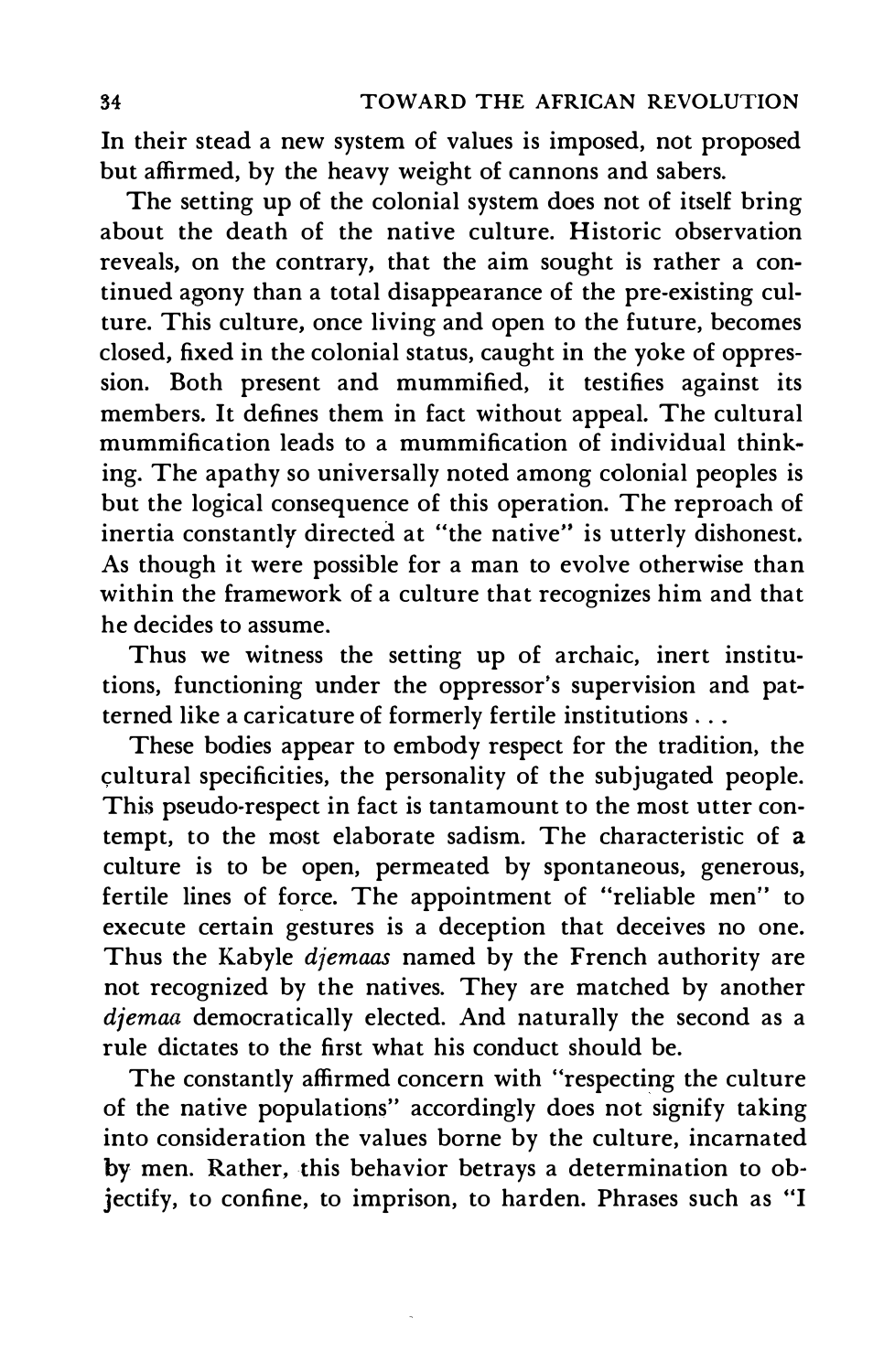In their stead a new system of values is imposed, not proposed but affirmed, by the heavy weight of cannons and sabers.

The setting up of the colonial system does not of itself bring about the death of the native culture. Historic observation reveals, on the contrary, that the aim sought is rather a continued agony than a total disappearance of the pre-existing culture. This culture, once living and open to the future, becomes closed, fixed in the colonial status, caught in the yoke of oppression. Both present and mummified, it testifies against its members. It defines them in fact without appeal. The cultural mummification leads to a mummification of individual thinking. The apathy so universally noted among colonial peoples is but the logical consequence of this operation. The reproach of inertia constantly directed at "the native" is utterly dishonest. As though it were possible for a man to evolve otherwise than within the framework of a culture that recognizes him and that he decides to assume.

Thus we witness the setting up of archaic, inert institutions, functioning under the oppressor's supervision and patterned like a caricature of formerly fertile institutions . . .

These bodies appear to embody respect for the tradition, the cultural specificities, the personality of the subjugated people. This pseudo-respect in fact is tantamount to the most utter contempt, to the most elaborate sadism. The characteristic of a culture is to be open, permeated by spontaneous, generous, fertile lines of force. The appointment of "reliable men" to execute certain gestures is a deception that deceives no one. Thus the Kabyle *djemaas* named by the French authority are not recognized by the natives. They are matched by another *djemaa* democratically elected. And naturally the second as a rule dictates to the first what his conduct should be.

The constantly affirmed concern with "respecting the culture of the native populations" accordingly does not signify taking into consideration the values borne by the culture, incarnated by men. Rather, this behavior betrays a determination to objectify, to confine, to imprison, to harden. Phrases such as "I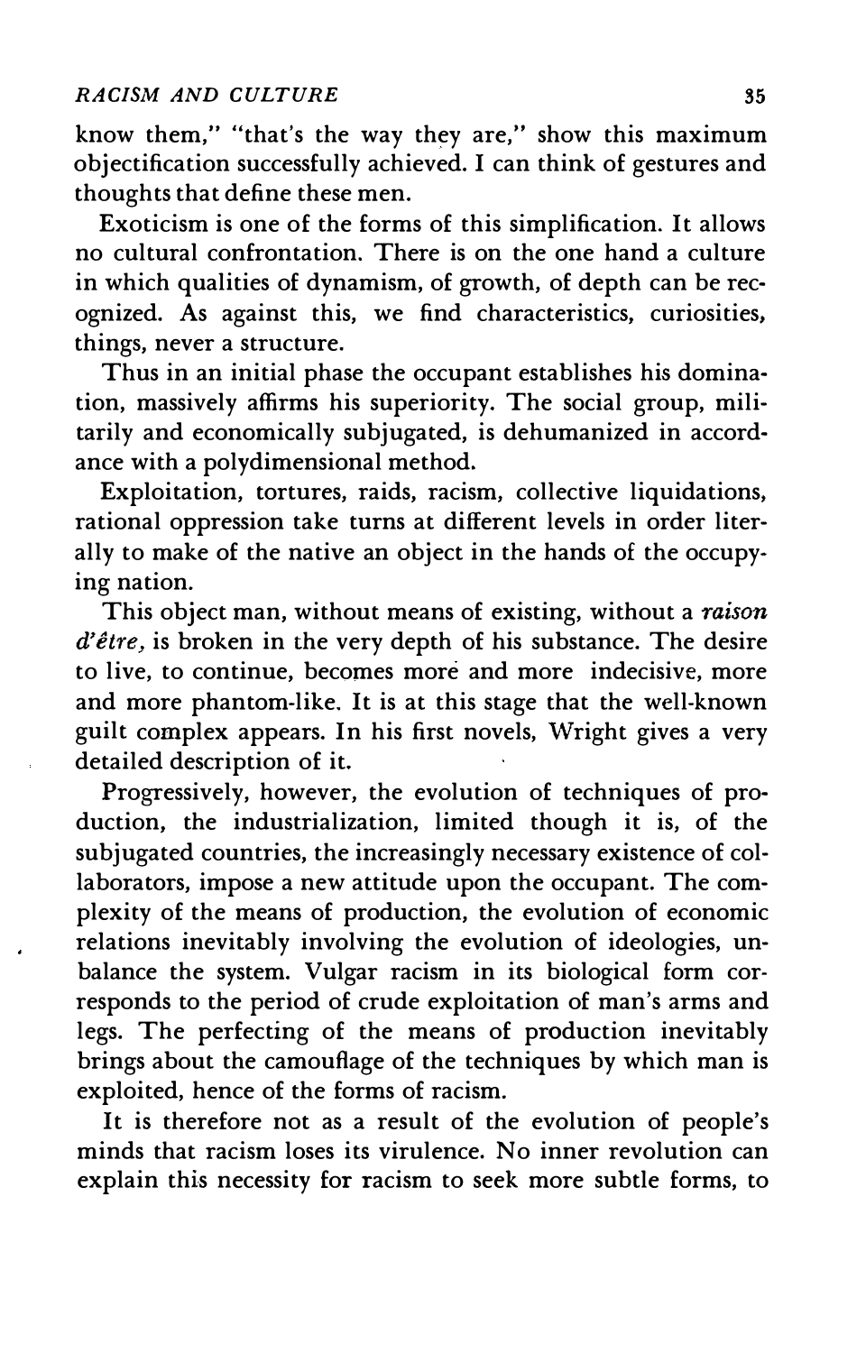know them," "that's the way they are," show this maximum objectification successfully achieved. I can think of gestures and thoughts that define these men.

Exoticism is one of the forms of this simplification. It allows no cultural confrontation. There is on the one hand a culture in which qualities of dynamism, of growth, of depth can be recognized. As against this, we find characteristics, curiosities, things, never a structure.

Thus in an initial phase the occupant establishes his domination, massively affirms his superiority. The social group, militarily and economically subjugated, is dehumanized in accordance with a polydimensional method.

Exploitation, tortures, raids, racism, collective liquidations, rational oppression take turns at different levels in order literally to make of the native an object in the hands of the occupying nation.

This object man, without means of existing, without a *raison d'être*, is broken in the very depth of his substance. The desire to live, to continue, becomes more and more indecisive, more and more phantom-like. It is at this stage that the well-known guilt complex appears. In his first novels, Wright gives a very detailed description of it.

Progressively, however, the evolution of techniques of production, the industrialization, limited though it is, of the subjugated countries, the increasingly necessary existence of collaborators, impose a new attitude upon the occupant. The complexity of the means of production, the evolution of economic relations inevitably involving the evolution of ideologies, unbalance the system. Vulgar racism in its biological form corresponds to the period of crude exploitation of man's arms and legs. The perfecting of the means of production inevitably brings about the camouflage of the techniques by which man is exploited, hence of the forms of racism.

It is therefore not as a result of the evolution of people's minds that racism loses its virulence. No inner revolution can explain this necessity for racism to seek more subtle forms, to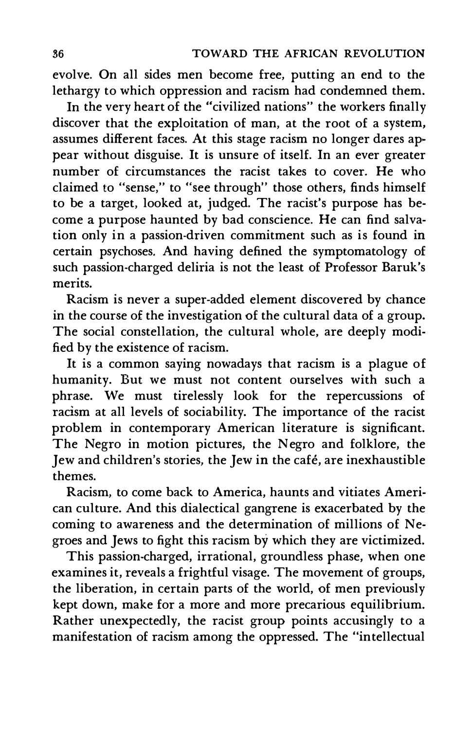evolve. On all sides men become free, putting an end to the lethargy to which oppression and racism had condemned them.

In the very heart of the "civilized nations" the workers finally discover that the exploitation of man, at the root of a system, assumes different faces. At this stage racism no longer dares appear without disguise. It is unsure of itself. In an ever greater number of circumstances the racist takes to cover. He who claimed to "sense," to "see through" those others, finds himself to be a target, looked at, judged. The racist's purpose has become a purpose haunted by bad conscience. He can find salvation only in a passion-driven commitment such as is found in certain psychoses. And having defined the symptomatology of such passion-charged deliria is not the least of Professor Baruk's merits.

Racism is never a super-added element discovered by chance in the course of the investigation of the cultural data of a group. The social constellation, the cultural whole, are deeply modified by the existence of racism.

It is a common saying nowadays that racism is a plague of humanity. But we must not content ourselves with such a phrase. We must tirelessly look for the repercussions of racism at all levels of sociability. The importance of the racist problem in contemporary American literature is significant. The Negro in motion pictures, the Negro and folklore, the Jew and children's stories, the Jew in the café, are inexhaustible themes.

Racism, to come back to America, haunts and vitiates American culture. And this dialectical gangrene is exacerbated by the coming to awareness and the determination of millions of Negroes and Jews to fight this racism by which they are victimized.

This passion-charged, irrational, groundless phase, when one examines it, reveals a frightful visage. The movement of groups, the liberation, in certain parts of the world, of men previously kept down, make for a more and more precarious equilibrium. Rather unexpectedly, the racist group points accusingly to a manifestation of racism among the oppressed. The "intellectual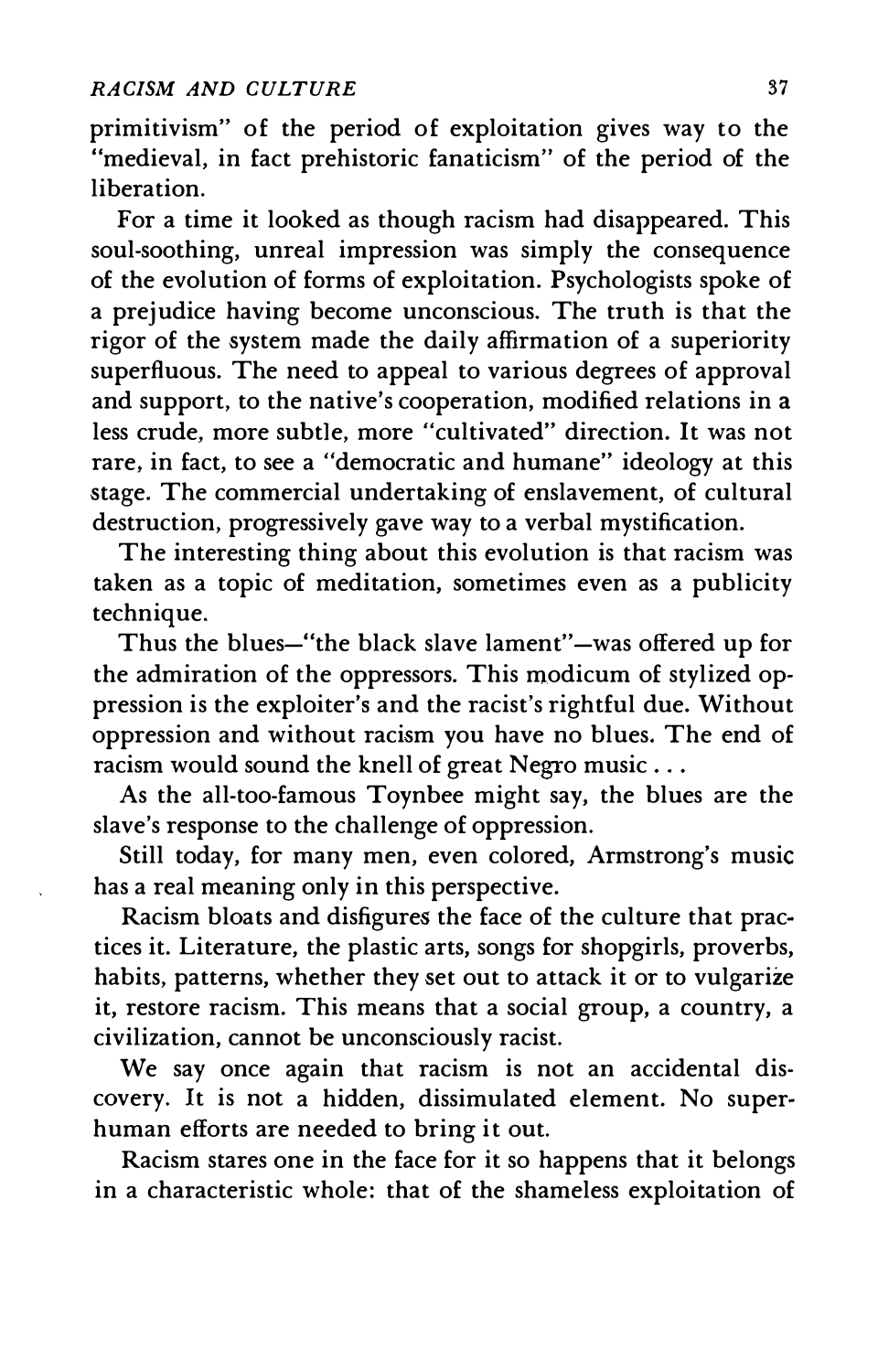primitivism" of the period of exploitation gives way to the "medieval, in fact prehistoric fanaticism" of the period of the liberation.

For a time it looked as though racism had disappeared. This soul-soothing, unreal impression was simply the consequence of the evolution of forms of exploitation. Psychologists spoke of a prejudice having become unconscious. The truth is that the rigor of the system made the daily affirmation of a superiority superfluous. The need to appeal to various degrees of approval and support, to the native's cooperation, modified relations in a less crude, more subtle, more "cultivated" direction. It was not rare, in fact, to see a "democratic and humane" ideology at this stage. The commercial undertaking of enslavement, of cultural destruction, progressively gave way to a verbal mystification.

The interesting thing about this evolution is that racism was taken as a topic of meditation, sometimes even as a publicity technique.

Thus the blues—"the black slave lament"—was offered up for the admiration of the oppressors. This modicum of stylized oppression is the exploiter's and the racist's rightful due. Without oppression and without racism you have no blues. The end of racism would sound the knell of great Negro music . . .

As the all-too-famous Toynbee might say, the blues are the slave's response to the challenge of oppression.

Still today, for many men, even colored, Armstrong's music has a real meaning only in this perspective.

Racism bloats and disfigures the face of the culture that practices it. Literature, the plastic arts, songs for shopgirls, proverbs, habits, patterns, whether they set out to attack it or to vulgarize it, restore racism. This means that a social group, a country, a civilization, cannot be unconsciously racist.

We say once again that racism is not an accidental discovery. It is not a hidden, dissimulated element. No superhuman efforts are needed to bring it out.

Racism stares one in the face for it so happens that it belongs in a characteristic whole: that of the shameless exploitation of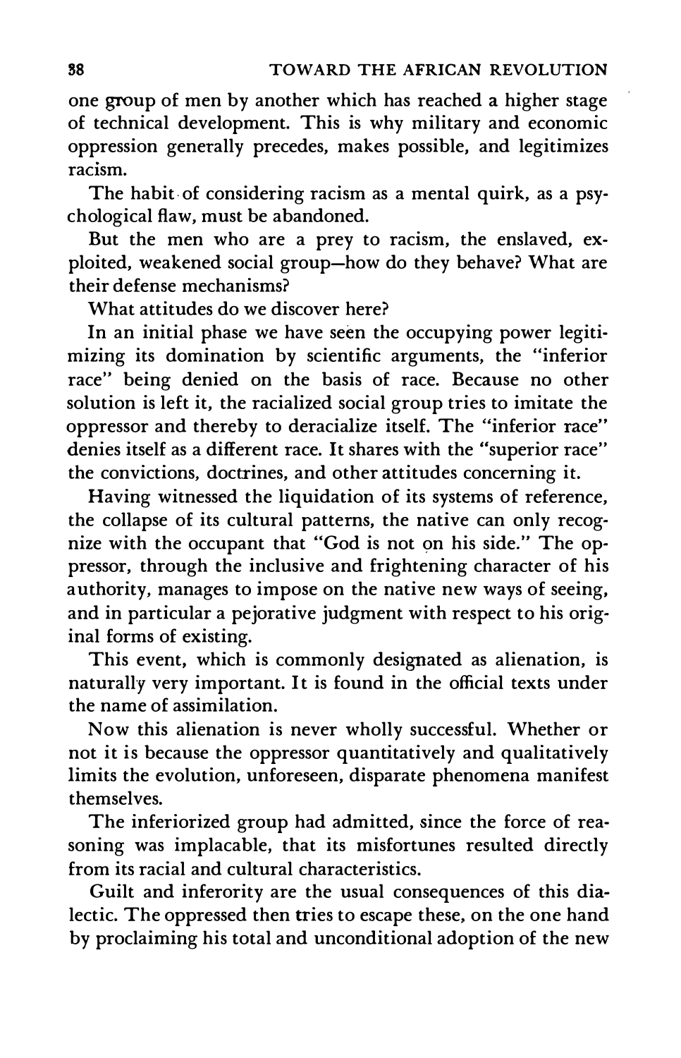one group of men by another which has reached a higher stage of technical development. This is why military and economic oppression generally precedes, makes possible, and legitimizes racism.

The habit of considering racism as a mental quirk, as a psychological flaw, must be abandoned.

But the men who are a prey to racism, the enslaved, exploited, weakened social group—how do they behave? What are their defense mechanisms?

What attitudes do we discover here?

In an initial phase we have seen the occupying power legitimizing its domination by scientific arguments, the "inferior race" being denied on the basis of race. Because no other solution is left it, the racialized social group tries to imitate the oppressor and thereby to deracialize itself. The "inferior race" denies itself as a different race. It shares with the "superior race" the convictions, doctrines, and other attitudes concerning it.

Having witnessed the liquidation of its systems of reference, the collapse of its cultural patterns, the native can only recognize with the occupant that "God is not on his side." The oppressor, through the inclusive and frightening character of his authority, manages to impose on the native new ways of seeing, and in particular a pejorative judgment with respect to his original forms of existing.

This event, which is commonly designated as alienation, is naturally very important. It is found in the official texts under the name of assimilation.

Now this alienation is never wholly successful. Whether or not it is because the oppressor quantitatively and qualitatively limits the evolution, unforeseen, disparate phenomena manifest themselves.

The inferiorized group had admitted, since the force of reasoning was implacable, that its misfortunes resulted directly from its racial and cultural characteristics.

Guilt and inferority are the usual consequences of this dialectic. The oppressed then tries to escape these, on the one hand by proclaiming his total and unconditional adoption of the new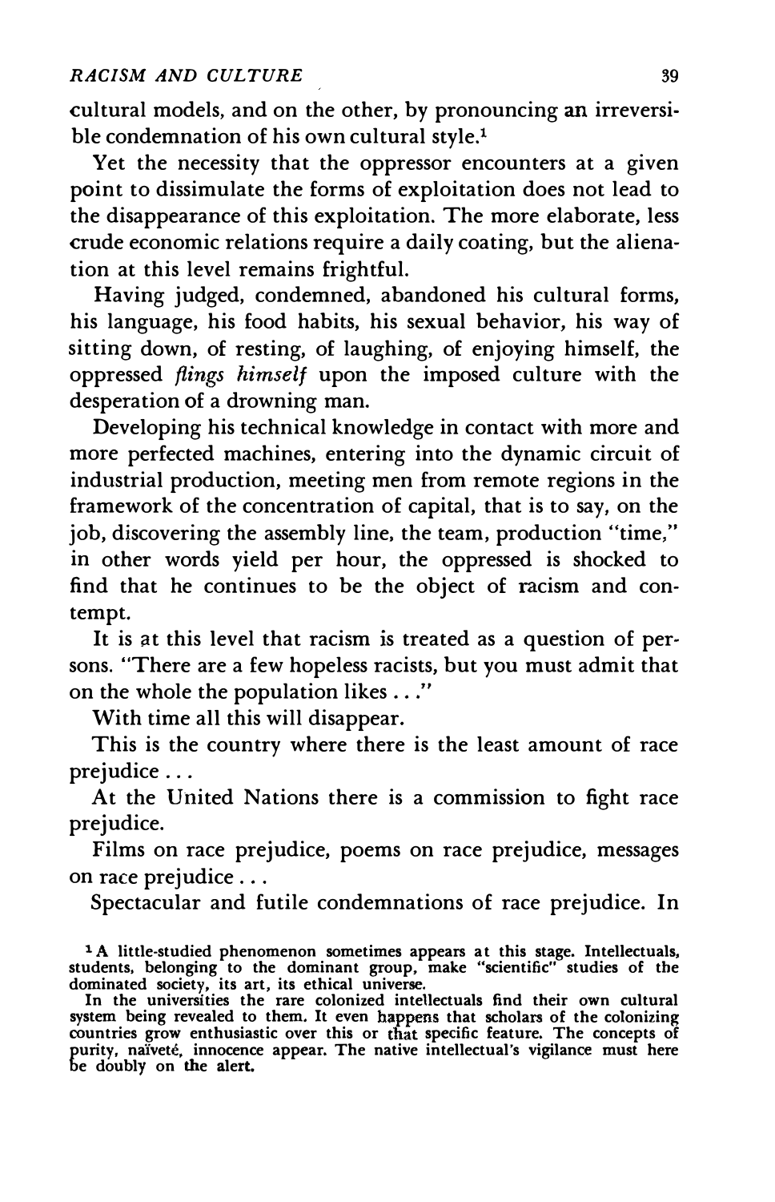cultural models, and on the other, by pronouncing an irreversible condemnation of his own cultural style.[1]

Yet the necessity that the oppressor encounters at a given point to dissimulate the forms of exploitation does not lead to the disappearance of this exploitation. The more elaborate, less crude economic relations require a daily coating, but the alienation at this level remains frightful.

Having judged, condemned, abandoned his cultural forms, his language, his food habits, his sexual behavior, his way of sitting down, of resting, of laughing, of enjoying himself, the oppressed *flings himself* upon the imposed culture with the desperation of a drowning man.

Developing his technical knowledge in contact with more and more perfected machines, entering into the dynamic circuit of industrial production, meeting men from remote regions in the framework of the concentration of capital, that is to say, on the job, discovering the assembly line, the team, production "time," in other words yield per hour, the oppressed is shocked to find that he continues to be the object of racism and contempt.

It is at this level that racism is treated as a question of persons. "There are a few hopeless racists, but you must admit that on the whole the population likes . . ."

With time all this will disappear.

This is the country where there is the least amount of race prejudice . . .

At the United Nations there is a commission to fight race prejudice.

Films on race prejudice, poems on race prejudice, messages on race prejudice . . .

Spectacular and futile condemnations of race prejudice. In

[1] A little-studied phenomenon sometimes appears at this stage. Intellectuals, students, belonging to the dominant group, make "scientific" studies of the dominated society, its art, its ethical universe.

In the universities the rare colonized intellectuals find their own cultural system being revealed to them. It even happens that scholars of the colonizing countries grow enthusiastic over this or that specific feature. The concepts of purity, naïveté, innocence appear. The native intellectual's vigilance must here be doubly on the alert.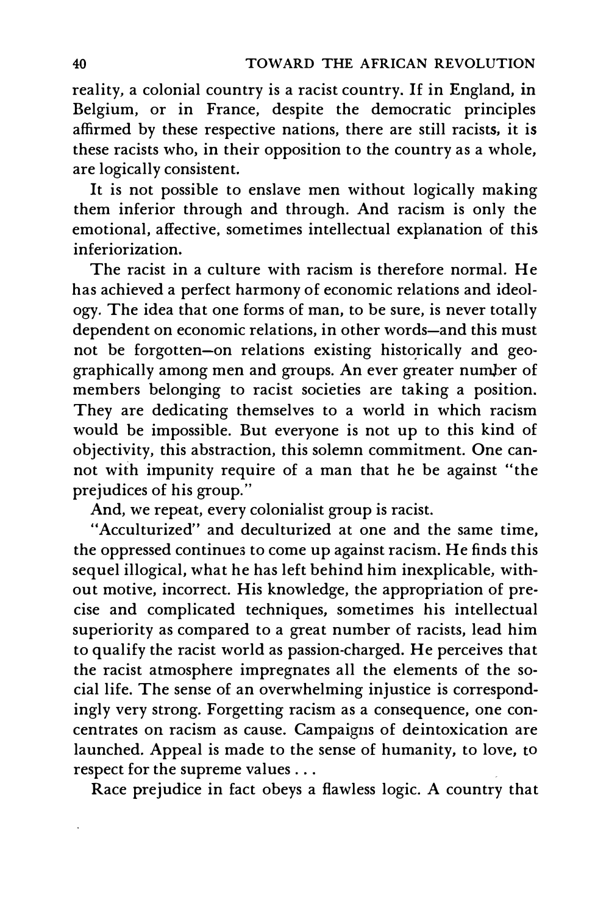reality, a colonial country is a racist country. If in England, in Belgium, or in France, despite the democratic principles affirmed by these respective nations, there are still racists, it is these racists who, in their opposition to the country as a whole, are logically consistent.

It is not possible to enslave men without logically making them inferior through and through. And racism is only the emotional, affective, sometimes intellectual explanation of this inferiorization.

The racist in a culture with racism is therefore normal. He has achieved a perfect harmony of economic relations and ideology. The idea that one forms of man, to be sure, is never totally dependent on economic relations, in other words—and this must not be forgotten—on relations existing historically and geographically among men and groups. An ever greater number of members belonging to racist societies are taking a position. They are dedicating themselves to a world in which racism would be impossible. But everyone is not up to this kind of objectivity, this abstraction, this solemn commitment. One cannot with impunity require of a man that he be against "the prejudices of his group."

And, we repeat, every colonialist group is racist.

"Acculturized" and deculturized at one and the same time, the oppressed continues to come up against racism. He finds this sequel illogical, what he has left behind him inexplicable, without motive, incorrect. His knowledge, the appropriation of precise and complicated techniques, sometimes his intellectual superiority as compared to a great number of racists, lead him to qualify the racist world as passion-charged. He perceives that the racist atmosphere impregnates all the elements of the social life. The sense of an overwhelming injustice is correspondingly very strong. Forgetting racism as a consequence, one concentrates on racism as cause. Campaigns of deintoxication are launched. Appeal is made to the sense of humanity, to love, to respect for the supreme values . . .

Race prejudice in fact obeys a flawless logic. A country that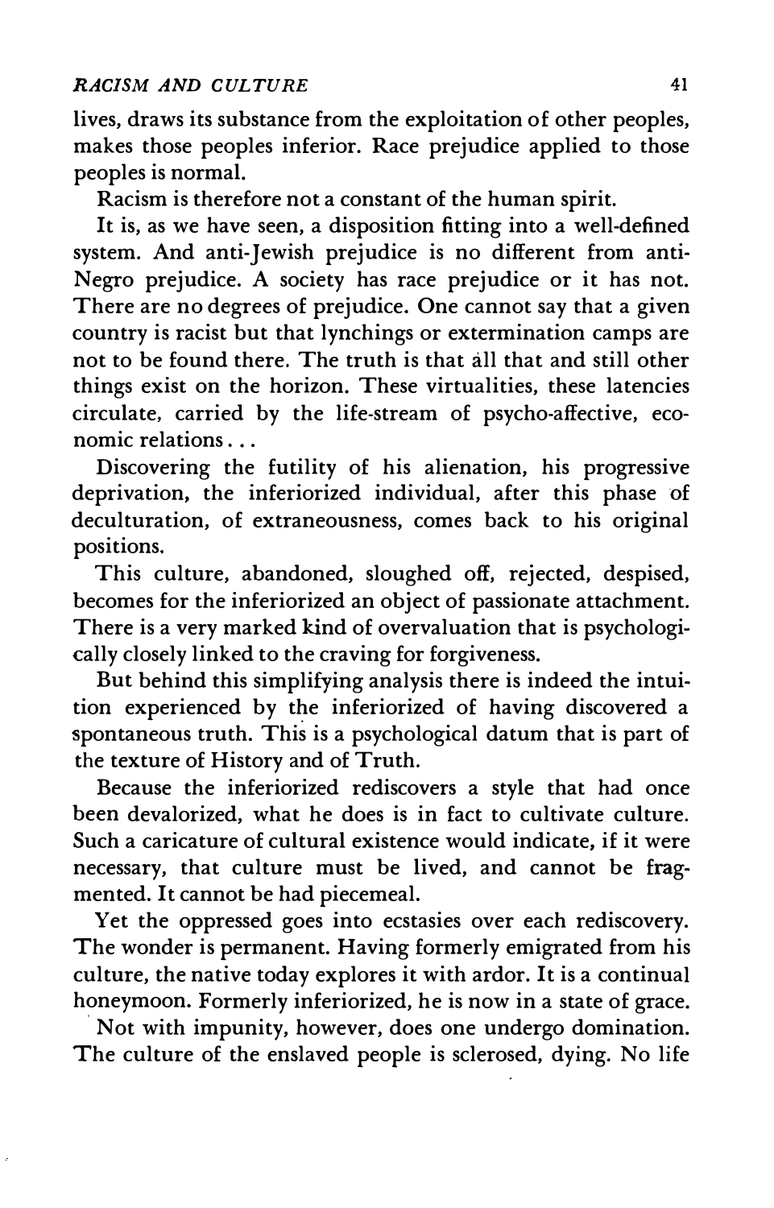lives, draws its substance from the exploitation of other peoples, makes those peoples inferior. Race prejudice applied to those peoples is normal.

Racism is therefore not a constant of the human spirit.

It is, as we have seen, a disposition fitting into a well-defined system. And anti-Jewish prejudice is no different from anti-Negro prejudice. A society has race prejudice or it has not. There are no degrees of prejudice. One cannot say that a given country is racist but that lynchings or extermination camps are not to be found there. The truth is that all that and still other things exist on the horizon. These virtualities, these latencies circulate, carried by the life-stream of psycho-affective, economic relations...

Discovering the futility of his alienation, his progressive deprivation, the inferiorized individual, after this phase of deculturation, of extraneousness, comes back to his original positions.

This culture, abandoned, sloughed off, rejected, despised, becomes for the inferiorized an object of passionate attachment. There is a very marked kind of overvaluation that is psychologically closely linked to the craving for forgiveness.

But behind this simplifying analysis there is indeed the intuition experienced by the inferiorized of having discovered a spontaneous truth. This is a psychological datum that is part of the texture of History and of Truth.

Because the inferiorized rediscovers a style that had once been devalorized, what he does is in fact to cultivate culture. Such a caricature of cultural existence would indicate, if it were necessary, that culture must be lived, and cannot be fragmented. It cannot be had piecemeal.

Yet the oppressed goes into ecstasies over each rediscovery. The wonder is permanent. Having formerly emigrated from his culture, the native today explores it with ardor. It is a continual honeymoon. Formerly inferiorized, he is now in a state of grace.

Not with impunity, however, does one undergo domination. The culture of the enslaved people is sclerosed, dying. No life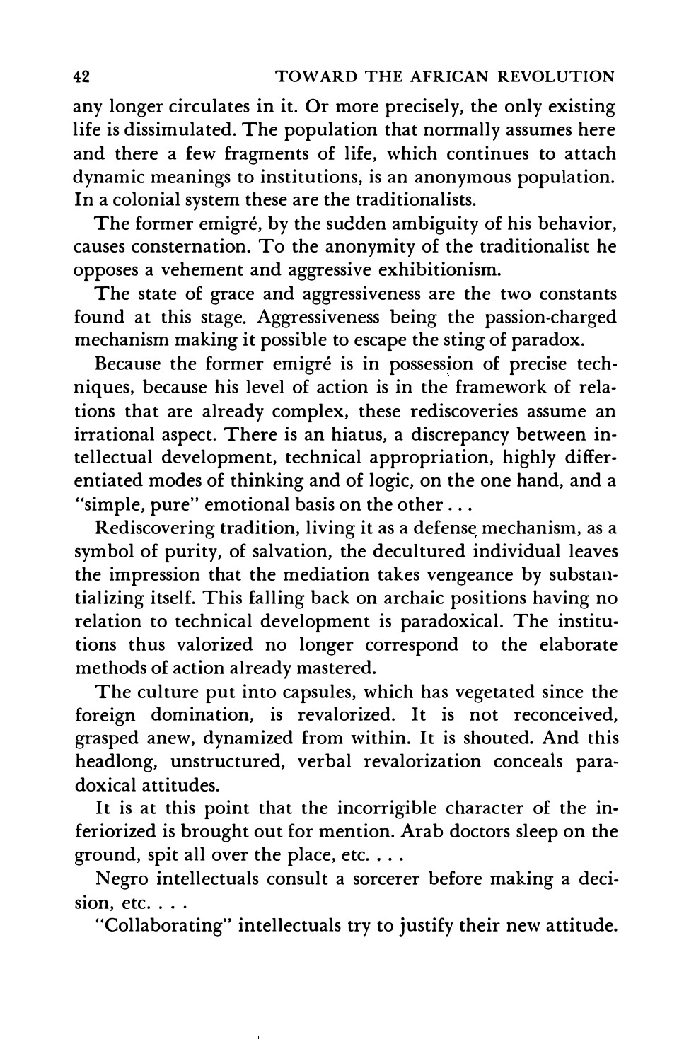any longer circulates in it. Or more precisely, the only existing life is dissimulated. The population that normally assumes here and there a few fragments of life, which continues to attach dynamic meanings to institutions, is an anonymous population. In a colonial system these are the traditionalists.

The former emigré, by the sudden ambiguity of his behavior, causes consternation. To the anonymity of the traditionalist he opposes a vehement and aggressive exhibitionism.

The state of grace and aggressiveness are the two constants found at this stage. Aggressiveness being the passion-charged mechanism making it possible to escape the sting of paradox.

Because the former emigré is in possession of precise techniques, because his level of action is in the framework of relations that are already complex, these rediscoveries assume an irrational aspect. There is an hiatus, a discrepancy between intellectual development, technical appropriation, highly differentiated modes of thinking and of logic, on the one hand, and a "simple, pure" emotional basis on the other . . .

Rediscovering tradition, living it as a defense mechanism, as a symbol of purity, of salvation, the decultured individual leaves the impression that the mediation takes vengeance by substantializing itself. This falling back on archaic positions having no relation to technical development is paradoxical. The institutions thus valorized no longer correspond to the elaborate methods of action already mastered.

The culture put into capsules, which has vegetated since the foreign domination, is revalorized. It is not reconceived, grasped anew, dynamized from within. It is shouted. And this headlong, unstructured, verbal revalorization conceals paradoxical attitudes.

It is at this point that the incorrigible character of the inferiorized is brought out for mention. Arab doctors sleep on the ground, spit all over the place, etc. . . .

Negro intellectuals consult a sorcerer before making a decision, etc. . . .

"Collaborating" intellectuals try to justify their new attitude.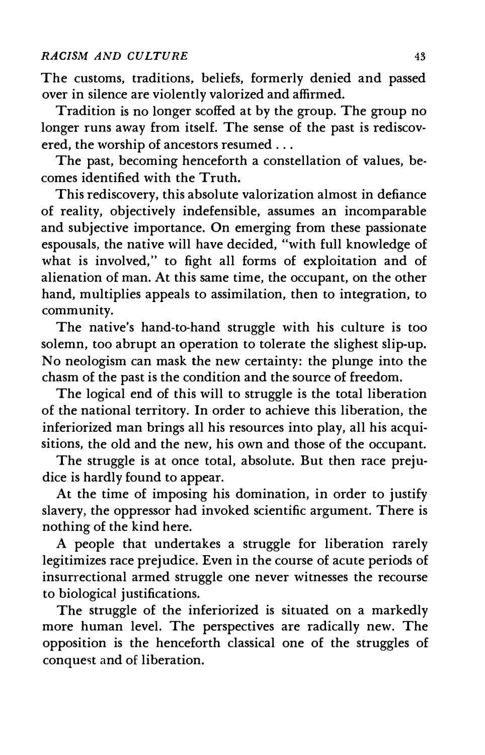The customs, traditions, beliefs, formerly denied and passed over in silence are violently valorized and affirmed.

Tradition is no longer scoffed at by the group. The group no longer runs away from itself. The sense of the past is rediscovered, the worship of ancestors resumed . . .

The past, becoming henceforth a constellation of values, becomes identified with the Truth.

This rediscovery, this absolute valorization almost in defiance of reality, objectively indefensible, assumes an incomparable and subjective importance. On emerging from these passionate espousals, the native will have decided, "with full knowledge of what is involved," to fight all forms of exploitation and of alienation of man. At this same time, the occupant, on the other hand, multiplies appeals to assimilation, then to integration, to community.

The native's hand-to-hand struggle with his culture is too solemn, too abrupt an operation to tolerate the slighest slip-up. No neologism can mask the new certainty: the plunge into the chasm of the past is the condition and the source of freedom.

The logical end of this will to struggle is the total liberation of the national territory. In order to achieve this liberation, the inferiorized man brings all his resources into play, all his acquisitions, the old and the new, his own and those of the occupant.

The struggle is at once total, absolute. But then race prejudice is hardly found to appear.

At the time of imposing his domination, in order to justify slavery, the oppressor had invoked scientific argument. There is nothing of the kind here.

A people that undertakes a struggle for liberation rarely legitimizes race prejudice. Even in the course of acute periods of insurrectional armed struggle one never witnesses the recourse to biological justifications.

The struggle of the inferiorized is situated on a markedly more human level. The perspectives are radically new. The opposition is the henceforth classical one of the struggles of conquest and of liberation.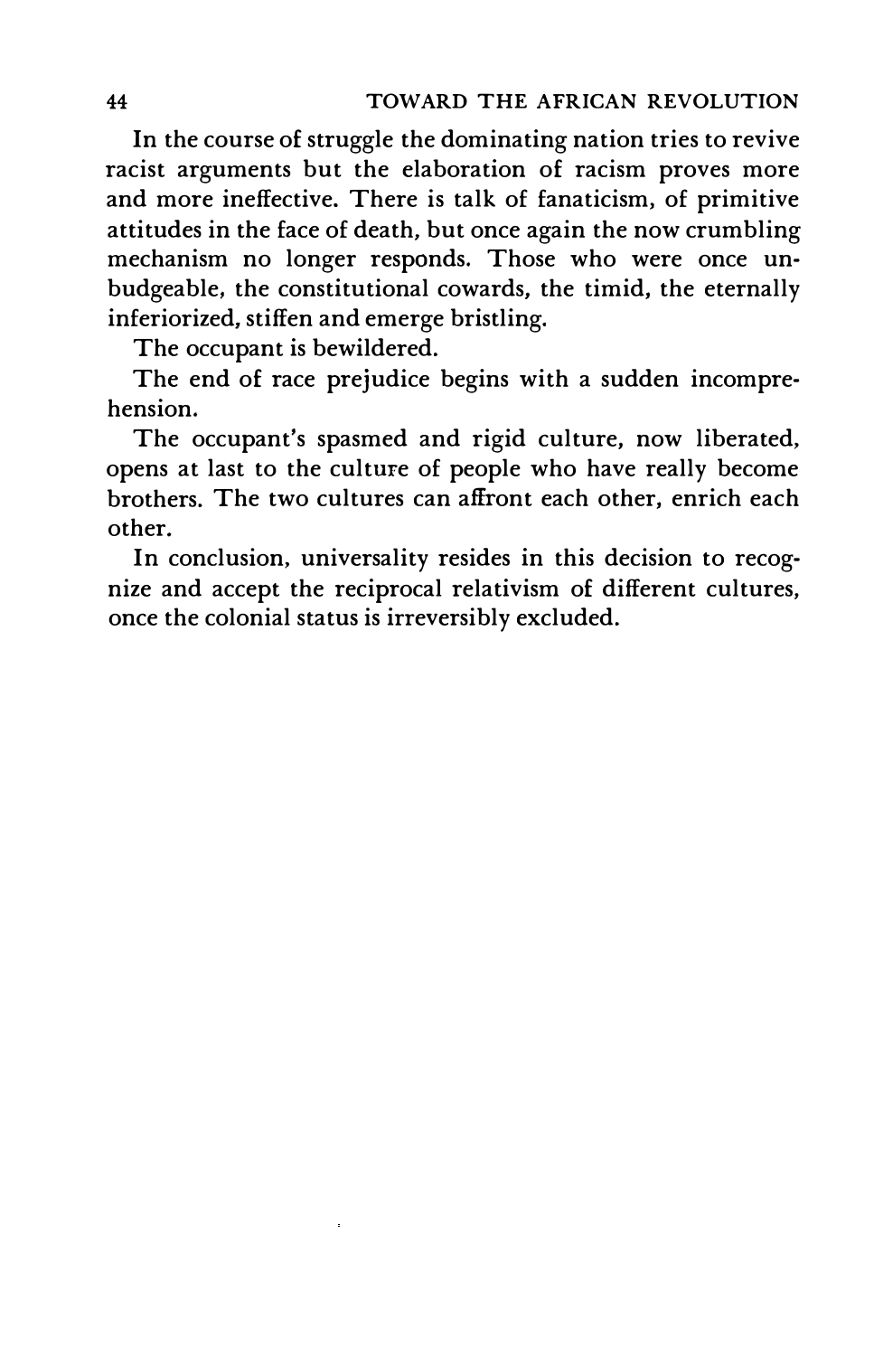In the course of struggle the dominating nation tries to revive racist arguments but the elaboration of racism proves more and more ineffective. There is talk of fanaticism, of primitive attitudes in the face of death, but once again the now crumbling mechanism no longer responds. Those who were once unbudgeable, the constitutional cowards, the timid, the eternally inferiorized, stiffen and emerge bristling.

The occupant is bewildered.

The end of race prejudice begins with a sudden incomprehension.

The occupant's spasmed and rigid culture, now liberated, opens at last to the culture of people who have really become brothers. The two cultures can affront each other, enrich each other.

In conclusion, universality resides in this decision to recognize and accept the reciprocal relativism of different cultures, once the colonial status is irreversibly excluded.